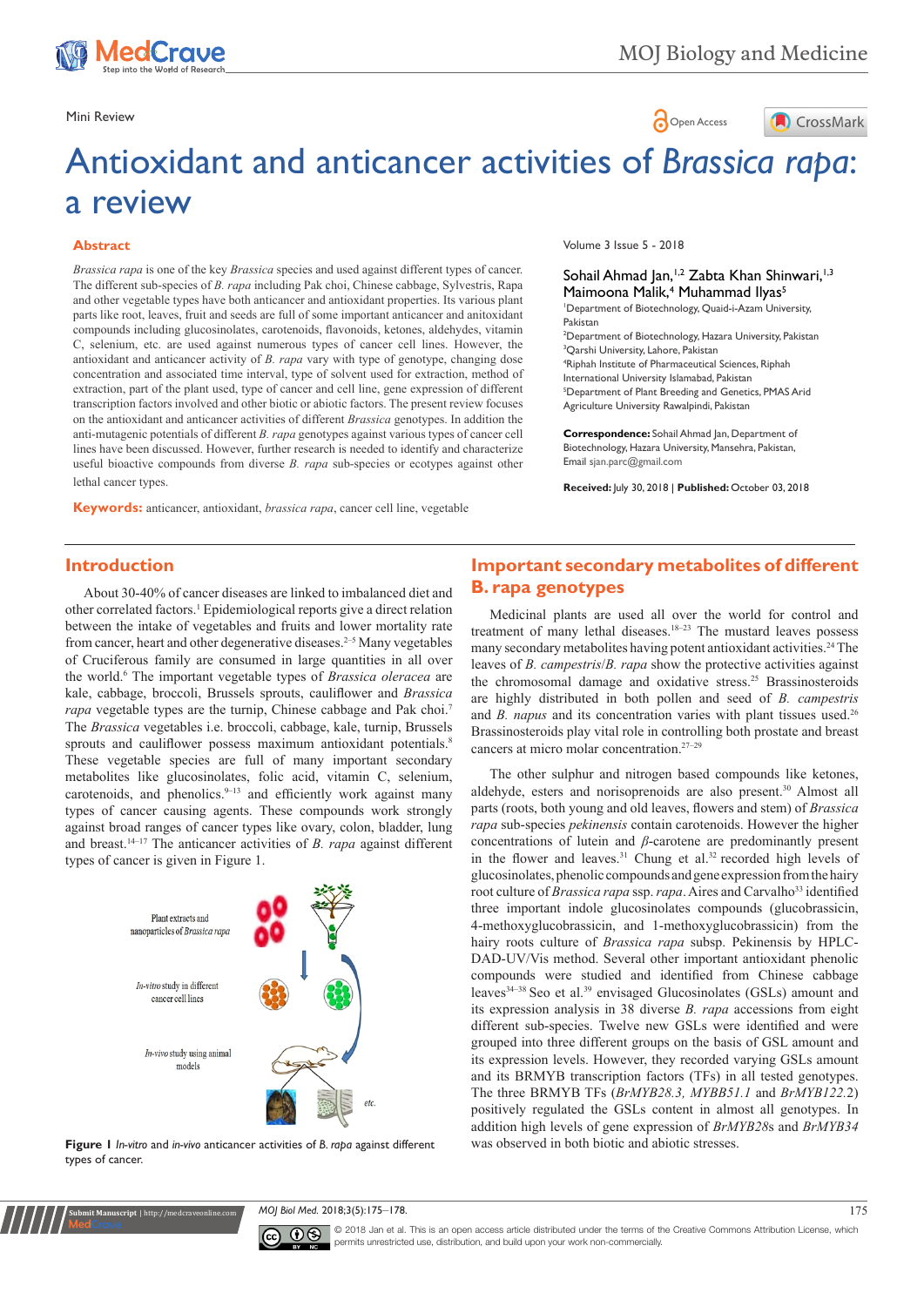Mini Review

# Antioxidant and anticancer activities of *Brassica rapa*: a review

Volume 3 Issue 5 - 2018

Sohail Ahmad Jan,[1,2] Zabta Khan Shinwari,[1,3] Maimoona Malik,[4] Muhammad Ilyas[5]

[1]Department of Biotechnology, Quaid-i-Azam University, Pakistan
[2]Department of Biotechnology, Hazara University, Pakistan
[3]Qarshi University, Lahore, Pakistan
[4]Riphah Institute of Pharmaceutical Sciences, Riphah International University Islamabad, Pakistan
[5]Department of Plant Breeding and Genetics, PMAS Arid Agriculture University Rawalpindi, Pakistan

**Correspondence:** Sohail Ahmad Jan, Department of Biotechnology, Hazara University, Mansehra, Pakistan, Email sjan.parc@gmail.com

**Received:** July 30, 2018 | **Published:** October 03, 2018

## Abstract

*Brassica rapa* is one of the key *Brassica* species and used against different types of cancer. The different sub-species of *B. rapa* including Pak choi, Chinese cabbage, Sylvestris, Rapa and other vegetable types have both anticancer and antioxidant properties. Its various plant parts like root, leaves, fruit and seeds are full of some important anticancer and antioxidant compounds including glucosinolates, carotenoids, flavonoids, ketones, aldehydes, vitamin C, selenium, etc. are used against numerous types of cancer cell lines. However, the antioxidant and anticancer activity of *B. rapa* vary with type of genotype, changing dose concentration and associated time interval, type of solvent used for extraction, method of extraction, part of the plant used, type of cancer and cell line, gene expression of different transcription factors involved and other biotic or abiotic factors. The present review focuses on the antioxidant and anticancer activities of different *Brassica* genotypes. In addition the anti-mutagenic potentials of different *B. rapa* genotypes against various types of cancer cell lines have been discussed. However, further research is needed to identify and characterize useful bioactive compounds from diverse *B. rapa* sub-species or ecotypes against other lethal cancer types.

**Keywords:** anticancer, antioxidant, *brassica rapa*, cancer cell line, vegetable

## Introduction

About 30-40% of cancer diseases are linked to imbalanced diet and other correlated factors.[1] Epidemiological reports give a direct relation between the intake of vegetables and fruits and lower mortality rate from cancer, heart and other degenerative diseases.[2–5] Many vegetables of Cruciferous family are consumed in large quantities in all over the world.[6] The important vegetable types of *Brassica oleracea* are kale, cabbage, broccoli, Brussels sprouts, cauliflower and *Brassica rapa* vegetable types are the turnip, Chinese cabbage and Pak choi.[7] The *Brassica* vegetables i.e. broccoli, cabbage, kale, turnip, Brussels sprouts and cauliflower possess maximum antioxidant potentials.[8] These vegetable species are full of many important secondary metabolites like glucosinolates, folic acid, vitamin C, selenium, carotenoids, and phenolics.[9–13] and efficiently work against many types of cancer causing agents. These compounds work strongly against broad ranges of cancer types like ovary, colon, bladder, lung and breast.[14–17] The anticancer activities of *B. rapa* against different types of cancer is given in Figure 1.

Plant extracts and nanoparticles of *Brassica rapa*

*In-vitro* study in different cancer cell lines

*In-vivo* study using animal models

etc.

**Figure 1** *In-vitro* and *in-vivo* anticancer activities of *B. rapa* against different types of cancer.

## Important secondary metabolites of different B. rapa genotypes

Medicinal plants are used all over the world for control and treatment of many lethal diseases.[18–23] The mustard leaves possess many secondary metabolites having potent antioxidant activities.[24] The leaves of *B. campestris*/*B. rapa* show the protective activities against the chromosomal damage and oxidative stress.[25] Brassinosteroids are highly distributed in both pollen and seed of *B. campestris* and *B. napus* and its concentration varies with plant tissues used.[26] Brassinosteroids play vital role in controlling both prostate and breast cancers at micro molar concentration.[27–29]

The other sulphur and nitrogen based compounds like ketones, aldehyde, esters and norisoprenoids are also present.[30] Almost all parts (roots, both young and old leaves, flowers and stem) of *Brassica rapa* sub-species *pekinensis* contain carotenoids. However the higher concentrations of lutein and *β*-carotene are predominantly present in the flower and leaves.[31] Chung et al.[32] recorded high levels of glucosinolates, phenolic compounds and gene expression from the hairy root culture of *Brassica rapa* ssp. *rapa*. Aires and Carvalho[33] identified three important indole glucosinolates compounds (glucobrassicin, 4-methoxyglucobrassicin, and 1-methoxyglucobrassicin) from the hairy roots culture of *Brassica rapa* subsp. Pekinensis by HPLC-DAD-UV/Vis method. Several other important antioxidant phenolic compounds were studied and identified from Chinese cabbage leaves[34–38] Seo et al.[39] envisaged Glucosinolates (GSLs) amount and its expression analysis in 38 diverse *B. rapa* accessions from eight different sub-species. Twelve new GSLs were identified and were grouped into three different groups on the basis of GSL amount and its expression levels. However, they recorded varying GSLs amount and its BRMYB transcription factors (TFs) in all tested genotypes. The three BRMYB TFs (*BrMYB28.3, MYBB51.1* and *BrMYB122.2*) positively regulated the GSLs content in almost all genotypes. In addition high levels of gene expression of *BrMYB28*s and *BrMYB34* was observed in both biotic and abiotic stresses.

© 2018 Jan et al. This is an open access article distributed under the terms of the Creative Commons Attribution License, which permits unrestricted use, distribution, and build upon your work non-commercially.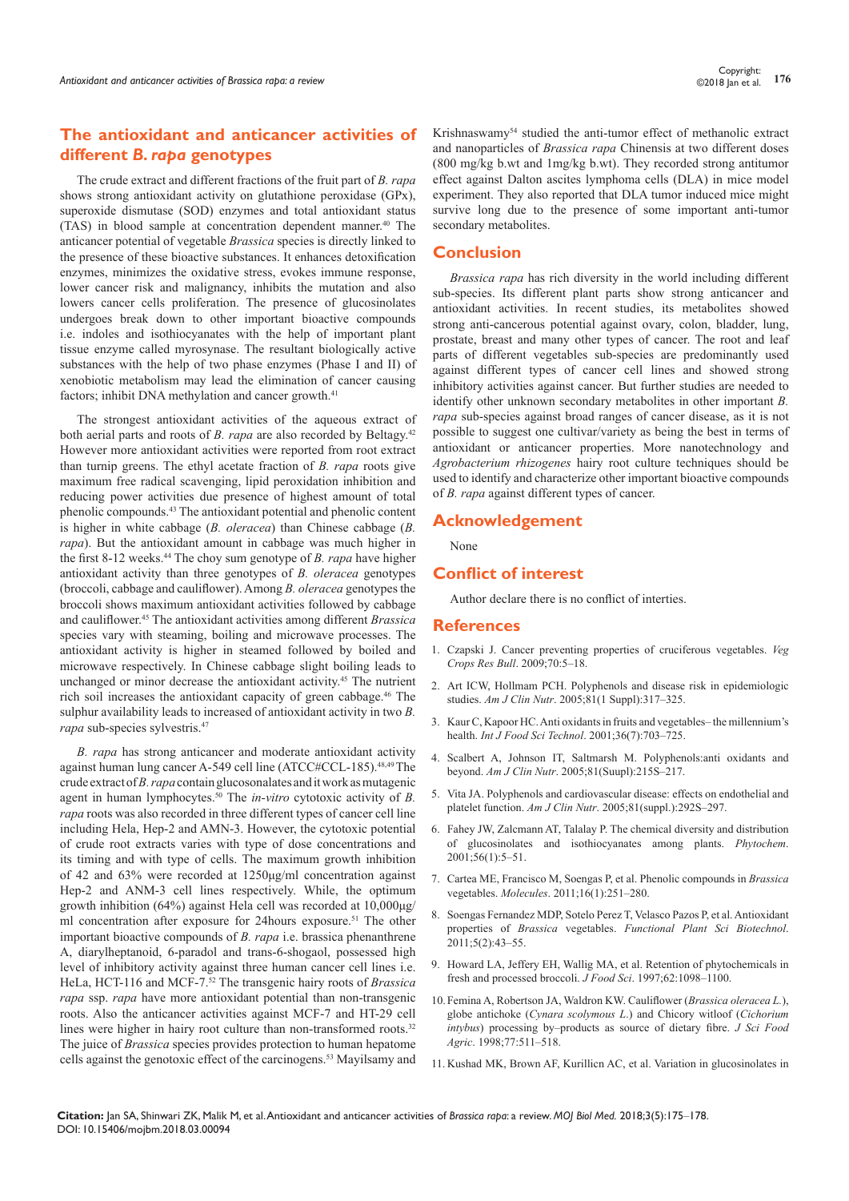## The antioxidant and anticancer activities of different *B. rapa* genotypes

The crude extract and different fractions of the fruit part of *B. rapa* shows strong antioxidant activity on glutathione peroxidase (GPx), superoxide dismutase (SOD) enzymes and total antioxidant status (TAS) in blood sample at concentration dependent manner.[40] The anticancer potential of vegetable *Brassica* species is directly linked to the presence of these bioactive substances. It enhances detoxification enzymes, minimizes the oxidative stress, evokes immune response, lower cancer risk and malignancy, inhibits the mutation and also lowers cancer cells proliferation. The presence of glucosinolates undergoes break down to other important bioactive compounds i.e. indoles and isothiocyanates with the help of important plant tissue enzyme called myrosynase. The resultant biologically active substances with the help of two phase enzymes (Phase I and II) of xenobiotic metabolism may lead the elimination of cancer causing factors; inhibit DNA methylation and cancer growth.[41]

The strongest antioxidant activities of the aqueous extract of both aerial parts and roots of *B. rapa* are also recorded by Beltagy.[42] However more antioxidant activities were reported from root extract than turnip greens. The ethyl acetate fraction of *B. rapa* roots give maximum free radical scavenging, lipid peroxidation inhibition and reducing power activities due presence of highest amount of total phenolic compounds.[43] The antioxidant potential and phenolic content is higher in white cabbage (*B. oleracea*) than Chinese cabbage (*B. rapa*). But the antioxidant amount in cabbage was much higher in the first 8-12 weeks.[44] The choy sum genotype of *B. rapa* have higher antioxidant activity than three genotypes of *B. oleracea* genotypes (broccoli, cabbage and cauliflower). Among *B. oleracea* genotypes the broccoli shows maximum antioxidant activities followed by cabbage and cauliflower.[45] The antioxidant activities among different *Brassica* species vary with steaming, boiling and microwave processes. The antioxidant activity is higher in steamed followed by boiled and microwave respectively. In Chinese cabbage slight boiling leads to unchanged or minor decrease the antioxidant activity.[45] The nutrient rich soil increases the antioxidant capacity of green cabbage.[46] The sulphur availability leads to increased of antioxidant activity in two *B. rapa* sub-species sylvestris.[47]

*B. rapa* has strong anticancer and moderate antioxidant activity against human lung cancer A-549 cell line (ATCC#CCL-185).[48,49] The crude extract of *B. rapa* contain glucosonalates and it work as mutagenic agent in human lymphocytes.[50] The *in-vitro* cytotoxic activity of *B. rapa* roots was also recorded in three different types of cancer cell line including Hela, Hep-2 and AMN-3. However, the cytotoxic potential of crude root extracts varies with type of dose concentrations and its timing and with type of cells. The maximum growth inhibition of 42 and 63% were recorded at 1250μg/ml concentration against Hep-2 and ANM-3 cell lines respectively. While, the optimum growth inhibition (64%) against Hela cell was recorded at 10,000μg/ml concentration after exposure for 24hours exposure.[51] The other important bioactive compounds of *B. rapa* i.e. brassica phenanthrene A, diarylheptanoid, 6-paradol and trans-6-shogaol, possessed high level of inhibitory activity against three human cancer cell lines i.e. HeLa, HCT-116 and MCF-7.[52] The transgenic hairy roots of *Brassica rapa* ssp. *rapa* have more antioxidant potential than non-transgenic roots. Also the anticancer activities against MCF-7 and HT-29 cell lines were higher in hairy root culture than non-transformed roots.[32] The juice of *Brassica* species provides protection to human hepatome cells against the genotoxic effect of the carcinogens.[53] Mayilsamy and Krishnaswamy[54] studied the anti-tumor effect of methanolic extract and nanoparticles of *Brassica rapa* Chinensis at two different doses (800 mg/kg b.wt and 1mg/kg b.wt). They recorded strong antitumor effect against Dalton ascites lymphoma cells (DLA) in mice model experiment. They also reported that DLA tumor induced mice might survive long due to the presence of some important anti-tumor secondary metabolites.

## Conclusion

*Brassica rapa* has rich diversity in the world including different sub-species. Its different plant parts show strong anticancer and antioxidant activities. In recent studies, its metabolites showed strong anti-cancerous potential against ovary, colon, bladder, lung, prostate, breast and many other types of cancer. The root and leaf parts of different vegetables sub-species are predominantly used against different types of cancer cell lines and showed strong inhibitory activities against cancer. But further studies are needed to identify other unknown secondary metabolites in other important *B. rapa* sub-species against broad ranges of cancer disease, as it is not possible to suggest one cultivar/variety as being the best in terms of antioxidant or anticancer properties. More nanotechnology and *Agrobacterium rhizogenes* hairy root culture techniques should be used to identify and characterize other important bioactive compounds of *B. rapa* against different types of cancer.

## Acknowledgement

None

## Conflict of interest

Author declare there is no conflict of interties.

## References

1. Czapski J. Cancer preventing properties of cruciferous vegetables. *Veg Crops Res Bull*. 2009;70:5–18.
2. Art ICW, Hollmam PCH. Polyphenols and disease risk in epidemiologic studies. *Am J Clin Nutr*. 2005;81(1 Suppl):317–325.
3. Kaur C, Kapoor HC. Anti oxidants in fruits and vegetables– the millennium's health. *Int J Food Sci Technol*. 2001;36(7):703–725.
4. Scalbert A, Johnson IT, Saltmarsh M. Polyphenols:anti oxidants and beyond. *Am J Clin Nutr*. 2005;81(Suupl):215S–217.
5. Vita JA. Polyphenols and cardiovascular disease: effects on endothelial and platelet function. *Am J Clin Nutr*. 2005;81(suppl.):292S–297.
6. Fahey JW, Zalcmann AT, Talalay P. The chemical diversity and distribution of glucosinolates and isothiocyanates among plants. *Phytochem*. 2001;56(1):5–51.
7. Cartea ME, Francisco M, Soengas P, et al. Phenolic compounds in *Brassica* vegetables. *Molecules*. 2011;16(1):251–280.
8. Soengas Fernandez MDP, Sotelo Perez T, Velasco Pazos P, et al. Antioxidant properties of *Brassica* vegetables. *Functional Plant Sci Biotechnol*. 2011;5(2):43–55.
9. Howard LA, Jeffery EH, Wallig MA, et al. Retention of phytochemicals in fresh and processed broccoli. *J Food Sci*. 1997;62:1098–1100.
10. Femina A, Robertson JA, Waldron KW. Cauliflower (*Brassica oleracea L.*), globe artichoke (*Cynara scolymous L.*) and Chicory witloof (*Cichorium intybus*) processing by–products as source of dietary fibre. *J Sci Food Agric*. 1998;77:511–518.
11. Kushad MK, Brown AF, Kurillicn AC, et al. Variation in glucosinolates in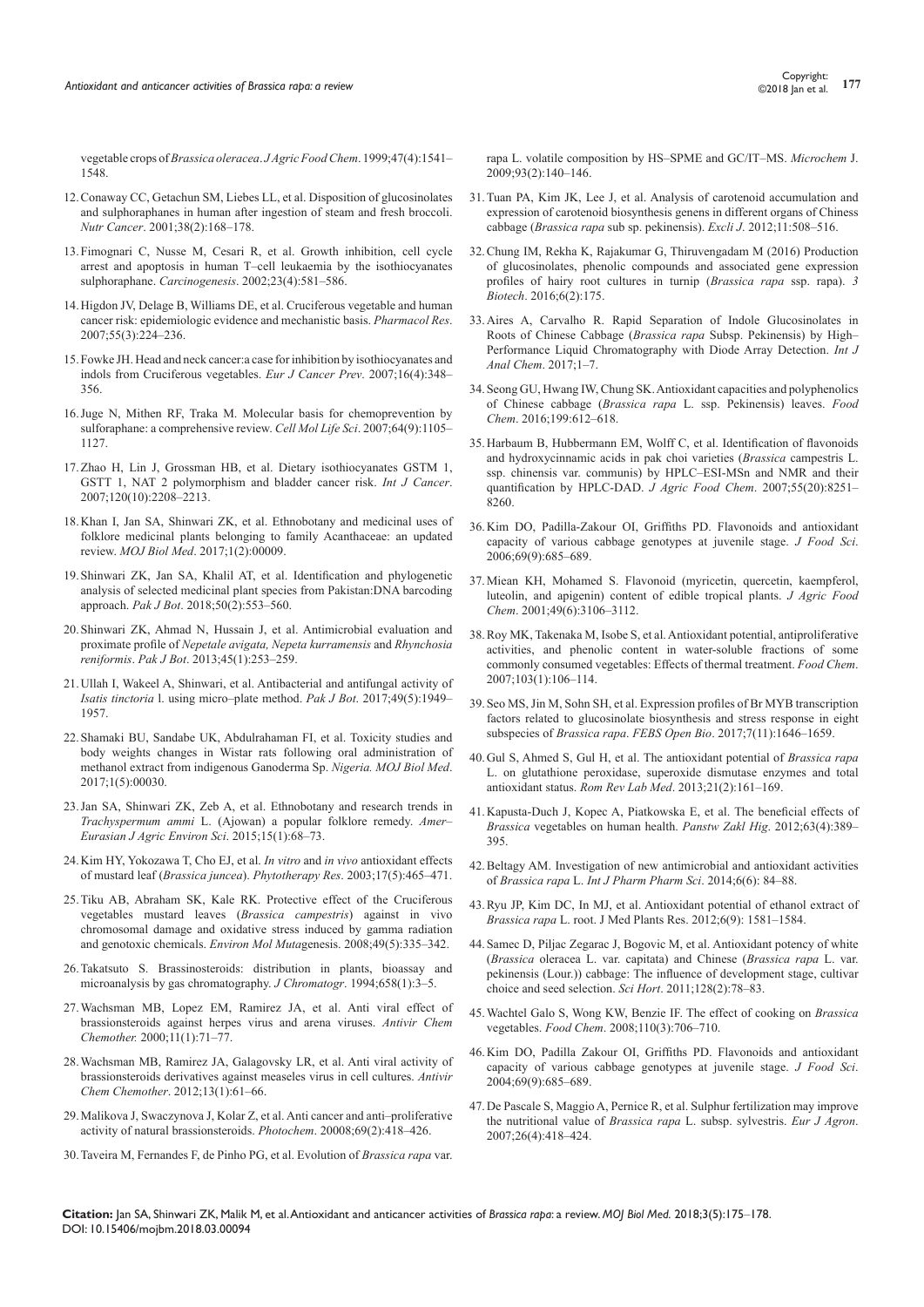vegetable crops of *Brassica oleracea*. *J Agric Food Chem*. 1999;47(4):1541–1548.

12. Conaway CC, Getachun SM, Liebes LL, et al. Disposition of glucosinolates and sulphoraphanes in human after ingestion of steam and fresh broccoli. *Nutr Cancer*. 2001;38(2):168–178.
13. Fimognari C, Nusse M, Cesari R, et al. Growth inhibition, cell cycle arrest and apoptosis in human T–cell leukaemia by the isothiocyanates sulphoraphane. *Carcinogenesis*. 2002;23(4):581–586.
14. Higdon JV, Delage B, Williams DE, et al. Cruciferous vegetable and human cancer risk: epidemiologic evidence and mechanistic basis. *Pharmacol Res*. 2007;55(3):224–236.
15. Fowke JH. Head and neck cancer:a case for inhibition by isothiocyanates and indols from Cruciferous vegetables. *Eur J Cancer Prev*. 2007;16(4):348–356.
16. Juge N, Mithen RF, Traka M. Molecular basis for chemoprevention by sulforaphane: a comprehensive review. *Cell Mol Life Sci*. 2007;64(9):1105–1127.
17. Zhao H, Lin J, Grossman HB, et al. Dietary isothiocyanates GSTM 1, GSTT 1, NAT 2 polymorphism and bladder cancer risk. *Int J Cancer*. 2007;120(10):2208–2213.
18. Khan I, Jan SA, Shinwari ZK, et al. Ethnobotany and medicinal uses of folklore medicinal plants belonging to family Acanthaceae: an updated review. *MOJ Biol Med*. 2017;1(2):00009.
19. Shinwari ZK, Jan SA, Khalil AT, et al. Identification and phylogenetic analysis of selected medicinal plant species from Pakistan:DNA barcoding approach. *Pak J Bot*. 2018;50(2):553–560.
20. Shinwari ZK, Ahmad N, Hussain J, et al. Antimicrobial evaluation and proximate profile of *Nepetale avigata, Nepeta kurramensis* and *Rhynchosia reniformis*. *Pak J Bot*. 2013;45(1):253–259.
21. Ullah I, Wakeel A, Shinwari, et al. Antibacterial and antifungal activity of *Isatis tinctoria* l. using micro–plate method. *Pak J Bot*. 2017;49(5):1949–1957.
22. Shamaki BU, Sandabe UK, Abdulrahaman FI, et al. Toxicity studies and body weights changes in Wistar rats following oral administration of methanol extract from indigenous Ganoderma Sp. *Nigeria. MOJ Biol Med*. 2017;1(5):00030.
23. Jan SA, Shinwari ZK, Zeb A, et al. Ethnobotany and research trends in *Trachyspermum ammi* L. (Ajowan) a popular folklore remedy. *Amer–Eurasian J Agric Environ Sci*. 2015;15(1):68–73.
24. Kim HY, Yokozawa T, Cho EJ, et al. *In vitro* and *in vivo* antioxidant effects of mustard leaf (*Brassica juncea*). *Phytotherapy Res*. 2003;17(5):465–471.
25. Tiku AB, Abraham SK, Kale RK. Protective effect of the Cruciferous vegetables mustard leaves (*Brassica campestris*) against in vivo chromosomal damage and oxidative stress induced by gamma radiation and genotoxic chemicals. *Environ Mol Muta*genesis. 2008;49(5):335–342.
26. Takatsuto S. Brassinosteroids: distribution in plants, bioassay and microanalysis by gas chromatography. *J Chromatogr*. 1994;658(1):3–5.
27. Wachsman MB, Lopez EM, Ramirez JA, et al. Anti viral effect of brassionsteroids against herpes virus and arena viruses. *Antivir Chem Chemother.* 2000;11(1):71–77.
28. Wachsman MB, Ramirez JA, Galagovsky LR, et al. Anti viral activity of brassionsteroids derivatives against measeles virus in cell cultures. *Antivir Chem Chemother*. 2012;13(1):61–66.
29. Malikova J, Swaczynova J, Kolar Z, et al. Anti cancer and anti–proliferative activity of natural brassionsteroids. *Photochem*. 20008;69(2):418–426.
30. Taveira M, Fernandes F, de Pinho PG, et al. Evolution of *Brassica rapa* var. rapa L. volatile composition by HS–SPME and GC/IT–MS. *Microchem* J. 2009;93(2):140–146.
31. Tuan PA, Kim JK, Lee J, et al. Analysis of carotenoid accumulation and expression of carotenoid biosynthesis genens in different organs of Chiness cabbage (*Brassica rapa* sub sp. pekinensis). *Excli J*. 2012;11:508–516.
32. Chung IM, Rekha K, Rajakumar G, Thiruvengadam M (2016) Production of glucosinolates, phenolic compounds and associated gene expression profiles of hairy root cultures in turnip (*Brassica rapa* ssp. rapa). *3 Biotech*. 2016;6(2):175.
33. Aires A, Carvalho R. Rapid Separation of Indole Glucosinolates in Roots of Chinese Cabbage (*Brassica rapa* Subsp. Pekinensis) by High–Performance Liquid Chromatography with Diode Array Detection. *Int J Anal Chem*. 2017;1–7.
34. Seong GU, Hwang IW, Chung SK. Antioxidant capacities and polyphenolics of Chinese cabbage (*Brassica rapa* L. ssp. Pekinensis) leaves. *Food Chem*. 2016;199:612–618.
35. Harbaum B, Hubbermann EM, Wolff C, et al. Identification of flavonoids and hydroxycinnamic acids in pak choi varieties (*Brassica* campestris L. ssp. chinensis var. communis) by HPLC–ESI-MSn and NMR and their quantification by HPLC-DAD. *J Agric Food Chem*. 2007;55(20):8251–8260.
36. Kim DO, Padilla-Zakour OI, Griffiths PD. Flavonoids and antioxidant capacity of various cabbage genotypes at juvenile stage. *J Food Sci*. 2006;69(9):685–689.
37. Miean KH, Mohamed S. Flavonoid (myricetin, quercetin, kaempferol, luteolin, and apigenin) content of edible tropical plants. *J Agric Food Chem*. 2001;49(6):3106–3112.
38. Roy MK, Takenaka M, Isobe S, et al. Antioxidant potential, antiproliferative activities, and phenolic content in water-soluble fractions of some commonly consumed vegetables: Effects of thermal treatment. *Food Chem*. 2007;103(1):106–114.
39. Seo MS, Jin M, Sohn SH, et al. Expression profiles of Br MYB transcription factors related to glucosinolate biosynthesis and stress response in eight subspecies of *Brassica rapa*. *FEBS Open Bio*. 2017;7(11):1646–1659.
40. Gul S, Ahmed S, Gul H, et al. The antioxidant potential of *Brassica rapa* L. on glutathione peroxidase, superoxide dismutase enzymes and total antioxidant status. *Rom Rev Lab Med*. 2013;21(2):161–169.
41. Kapusta-Duch J, Kopec A, Piatkowska E, et al. The beneficial effects of *Brassica* vegetables on human health. *Panstw Zakl Hig*. 2012;63(4):389–395.
42. Beltagy AM. Investigation of new antimicrobial and antioxidant activities of *Brassica rapa* L. *Int J Pharm Pharm Sci*. 2014;6(6): 84–88.
43. Ryu JP, Kim DC, In MJ, et al. Antioxidant potential of ethanol extract of *Brassica rapa* L. root. J Med Plants Res. 2012;6(9): 1581–1584.
44. Samec D, Piljac Zegarac J, Bogovic M, et al. Antioxidant potency of white (*Brassica* oleracea L. var. capitata) and Chinese (*Brassica rapa* L. var. pekinensis (Lour.)) cabbage: The influence of development stage, cultivar choice and seed selection. *Sci Hort*. 2011;128(2):78–83.
45. Wachtel Galo S, Wong KW, Benzie IF. The effect of cooking on *Brassica* vegetables. *Food Chem*. 2008;110(3):706–710.
46. Kim DO, Padilla Zakour OI, Griffiths PD. Flavonoids and antioxidant capacity of various cabbage genotypes at juvenile stage. *J Food Sci*. 2004;69(9):685–689.
47. De Pascale S, Maggio A, Pernice R, et al. Sulphur fertilization may improve the nutritional value of *Brassica rapa* L. subsp. sylvestris. *Eur J Agron*. 2007;26(4):418–424.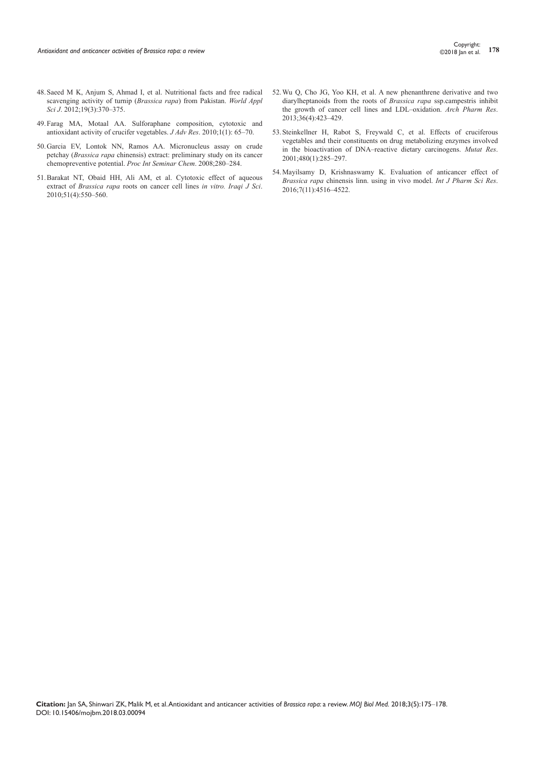48. Saeed M K, Anjum S, Ahmad I, et al. Nutritional facts and free radical scavenging activity of turnip (*Brassica rapa*) from Pakistan. *World Appl Sci J*. 2012;19(3):370–375.

49. Farag MA, Motaal AA. Sulforaphane composition, cytotoxic and antioxidant activity of crucifer vegetables. *J Adv Res*. 2010;1(1): 65–70.

50. Garcia EV, Lontok NN, Ramos AA. Micronucleus assay on crude petchay (*Brassica rapa* chinensis) extract: preliminary study on its cancer chemopreventive potential. *Proc Int Seminar Chem*. 2008;280–284.

51. Barakat NT, Obaid HH, Ali AM, et al. Cytotoxic effect of aqueous extract of *Brassica rapa* roots on cancer cell lines *in vitro. Iraqi J Sci*. 2010;51(4):550–560.

52. Wu Q, Cho JG, Yoo KH, et al. A new phenanthrene derivative and two diarylheptanoids from the roots of *Brassica rapa* ssp.campestris inhibit the growth of cancer cell lines and LDL–oxidation. *Arch Pharm Res*. 2013;36(4):423–429.

53. Steinkellner H, Rabot S, Freywald C, et al. Effects of cruciferous vegetables and their constituents on drug metabolizing enzymes involved in the bioactivation of DNA–reactive dietary carcinogens. *Mutat Res*. 2001;480(1):285–297.

54. Mayilsamy D, Krishnaswamy K. Evaluation of anticancer effect of *Brassica rapa* chinensis linn. using in vivo model. *Int J Pharm Sci Res*. 2016;7(11):4516–4522.